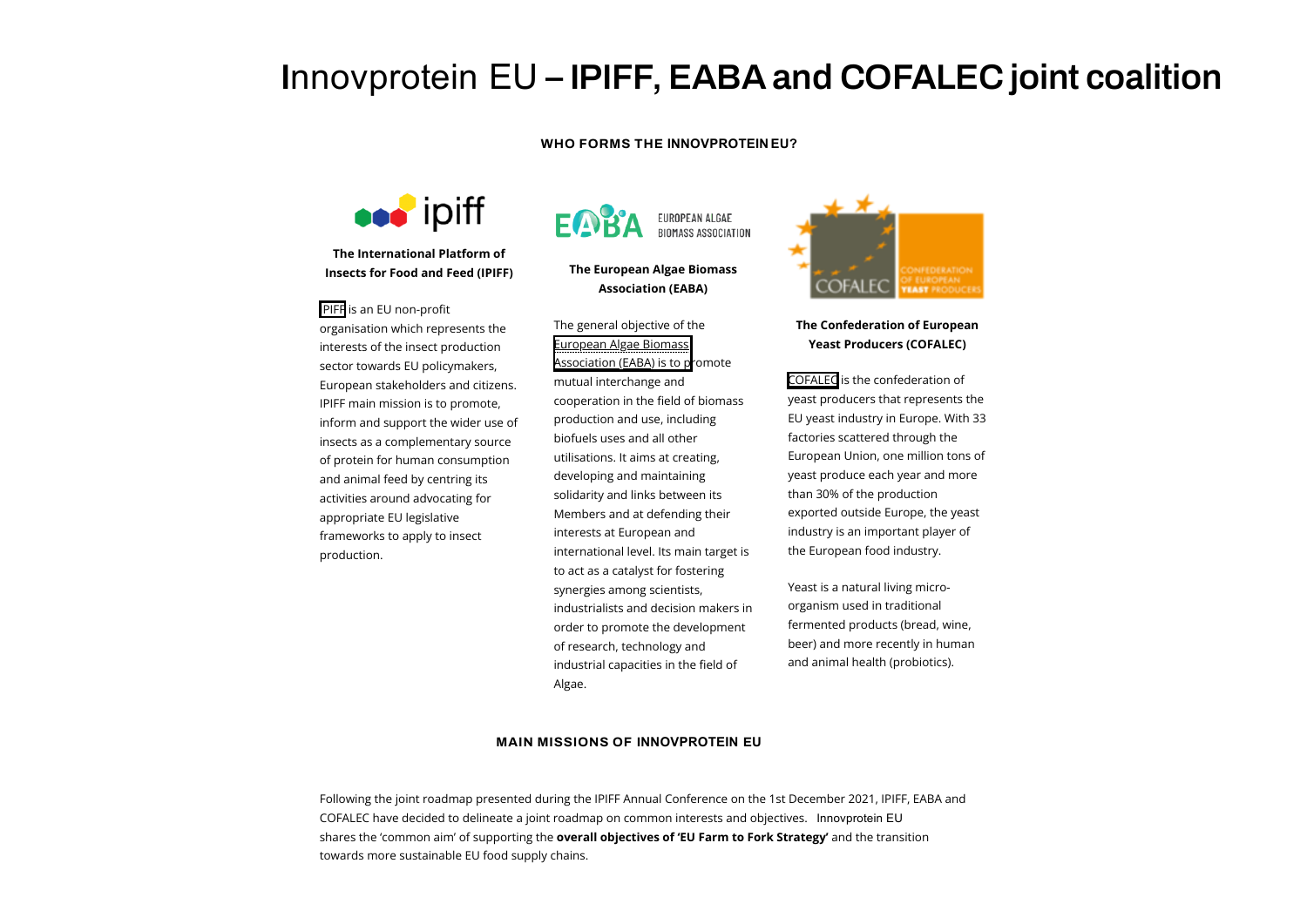# Innovprotein EU – **IPIFF, EABA and COFALEC joint coalition**

**WHO FORMS THE INNOVPROTEIN EU?**

**The International Platform of Insects for Food and Feed (IPIFF)**

IPIFF is an EU non-profit organisation which represents the interests of the insect production sector towards EU policymakers, European stakeholders and citizens. IPIFF main mission is to promote, inform and support the wider use of insects as a complementary source of protein for human consumption and animal feed by centring its activities around advocating for appropriate EU legislative frameworks to apply to insect production.

**The European Algae Biomass Association (EABA)**

The general objective of the European Algae Biomass Association (EABA) is to promote mutual interchange and cooperation in the field of biomass production and use, including biofuels uses and all other utilisations. It aims at creating, developing and maintaining solidarity and links between its Members and at defending their interests at European and international level. Its main target is to act as a catalyst for fostering synergies among scientists, industrialists and decision makers in order to promote the development of research, technology and industrial capacities in the field of Algae.

**The Confederation of European Yeast Producers (COFALEC)**

COFALEC is the confederation of yeast producers that represents the EU yeast industry in Europe. With 33 factories scattered through the European Union, one million tons of yeast produce each year and more than 30% of the production exported outside Europe, the yeast industry is an important player of the European food industry.

Yeast is a natural living micro-organism used in traditional fermented products (bread, wine, beer) and more recently in human and animal health (probiotics).

**MAIN MISSIONS OF INNOVPROTEIN EU**

Following the joint roadmap presented during the IPIFF Annual Conference on the 1st December 2021, IPIFF, EABA and COFALEC have decided to delineate a joint roadmap on common interests and objectives. Innovprotein EU shares the 'common aim' of supporting the **overall objectives of 'EU Farm to Fork Strategy'** and the transition towards more sustainable EU food supply chains.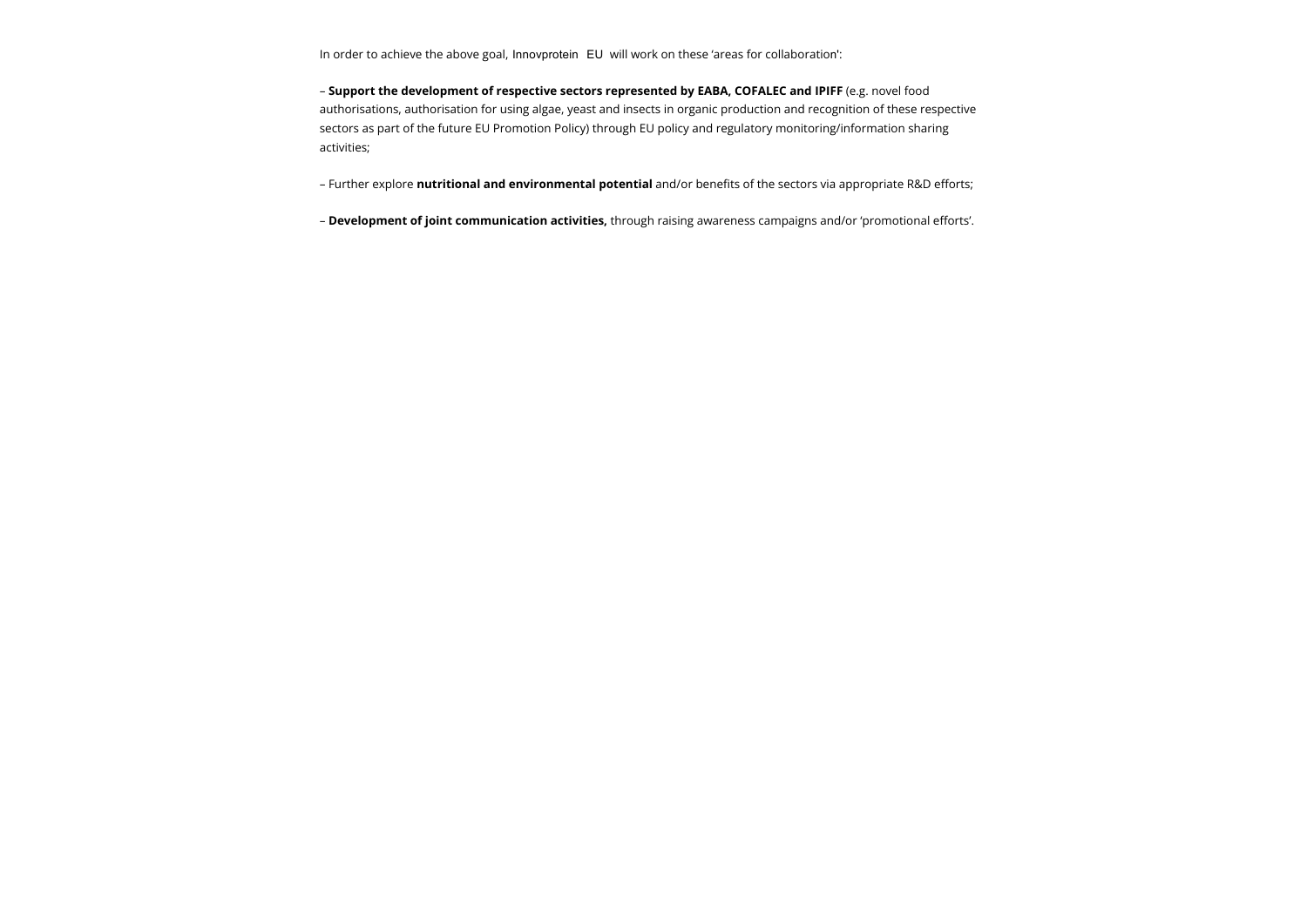In order to achieve the above goal, Innovprotein EU will work on these 'areas for collaboration':

– **Support the development of respective sectors represented by EABA, COFALEC and IPIFF** (e.g. novel food authorisations, authorisation for using algae, yeast and insects in organic production and recognition of these respective sectors as part of the future EU Promotion Policy) through EU policy and regulatory monitoring/information sharing activities;

– Further explore **nutritional and environmental potential** and/or benefits of the sectors via appropriate R&D efforts;

– **Development of joint communication activities,** through raising awareness campaigns and/or 'promotional efforts'.